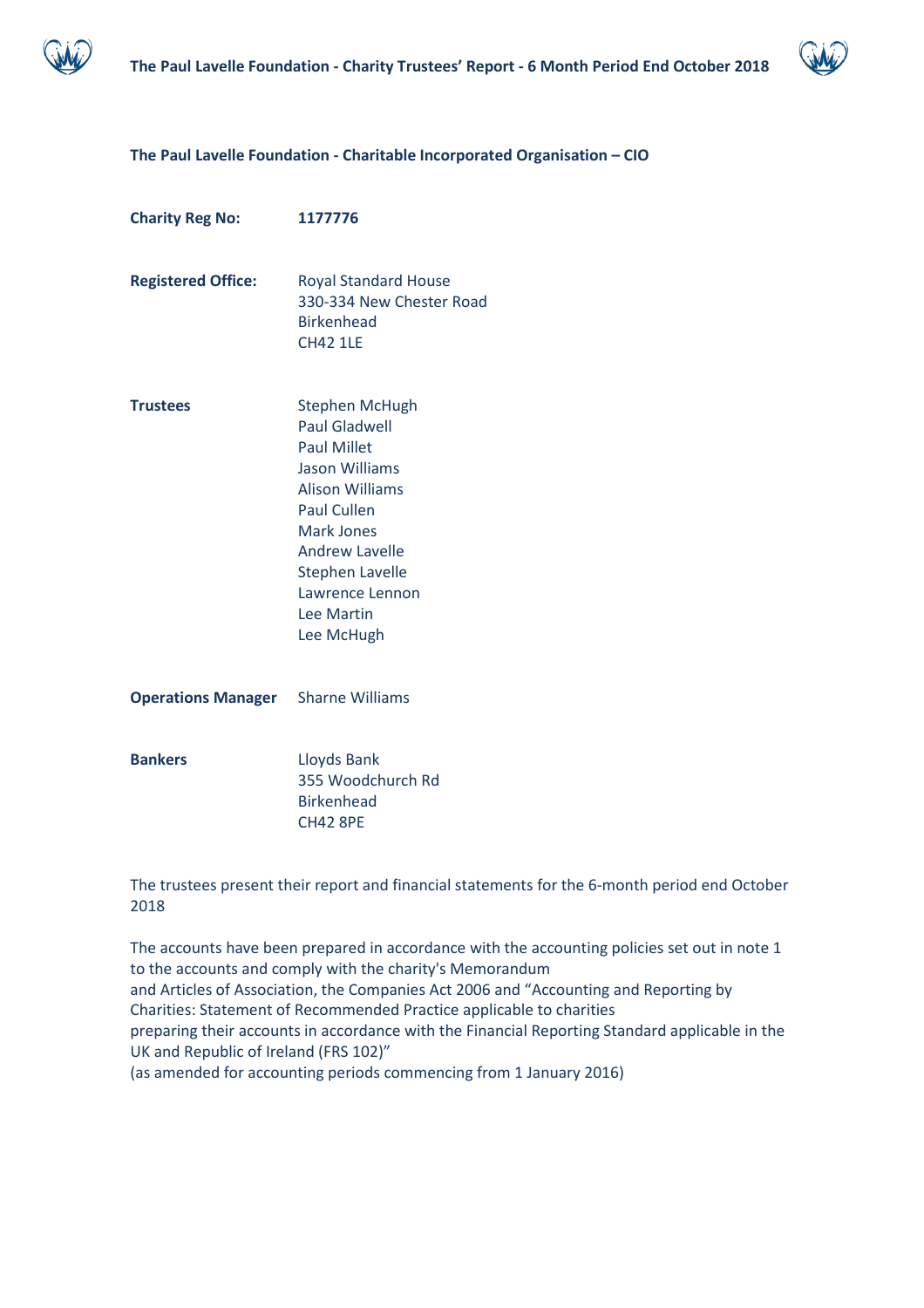## The Paul Lavelle Foundation - Charitable Incorporated Organisation – CIO

**Charity Reg No:** **1177776**

**Registered Office:**
Royal Standard House
330-334 New Chester Road
Birkenhead
CH42 1LE

**Trustees**
Stephen McHugh
Paul Gladwell
Paul Millet
Jason Williams
Alison Williams
Paul Cullen
Mark Jones
Andrew Lavelle
Stephen Lavelle
Lawrence Lennon
Lee Martin
Lee McHugh

**Operations Manager** Sharne Williams

**Bankers**
Lloyds Bank
355 Woodchurch Rd
Birkenhead
CH42 8PE

The trustees present their report and financial statements for the 6-month period end October 2018

The accounts have been prepared in accordance with the accounting policies set out in note 1 to the accounts and comply with the charity's Memorandum and Articles of Association, the Companies Act 2006 and "Accounting and Reporting by Charities: Statement of Recommended Practice applicable to charities preparing their accounts in accordance with the Financial Reporting Standard applicable in the UK and Republic of Ireland (FRS 102)"
(as amended for accounting periods commencing from 1 January 2016)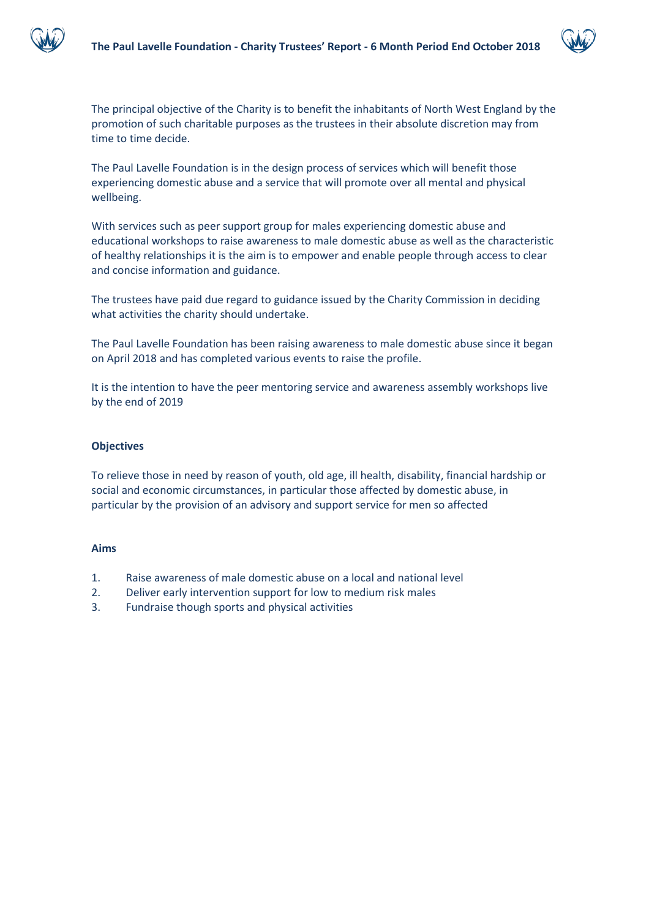The principal objective of the Charity is to benefit the inhabitants of North West England by the promotion of such charitable purposes as the trustees in their absolute discretion may from time to time decide.

The Paul Lavelle Foundation is in the design process of services which will benefit those experiencing domestic abuse and a service that will promote over all mental and physical wellbeing.

With services such as peer support group for males experiencing domestic abuse and educational workshops to raise awareness to male domestic abuse as well as the characteristic of healthy relationships it is the aim is to empower and enable people through access to clear and concise information and guidance.

The trustees have paid due regard to guidance issued by the Charity Commission in deciding what activities the charity should undertake.

The Paul Lavelle Foundation has been raising awareness to male domestic abuse since it began on April 2018 and has completed various events to raise the profile.

It is the intention to have the peer mentoring service and awareness assembly workshops live by the end of 2019

**Objectives**

To relieve those in need by reason of youth, old age, ill health, disability, financial hardship or social and economic circumstances, in particular those affected by domestic abuse, in particular by the provision of an advisory and support service for men so affected

**Aims**

1. Raise awareness of male domestic abuse on a local and national level
2. Deliver early intervention support for low to medium risk males
3. Fundraise though sports and physical activities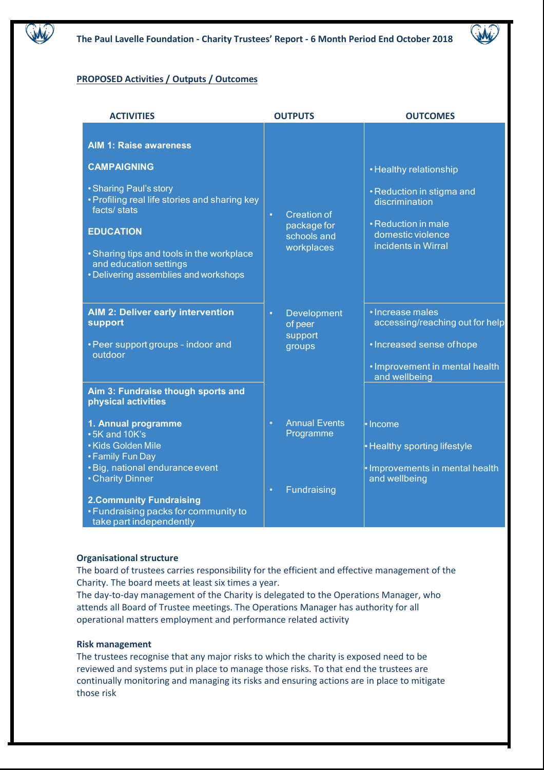**PROPOSED Activities / Outputs / Outcomes**

| ACTIVITIES | OUTPUTS | OUTCOMES |
|---|---|---|
| **AIM 1: Raise awareness**<br><br>**CAMPAIGNING**<br><br>• Sharing Paul's story<br>• Profiling real life stories and sharing key facts/ stats<br><br>**EDUCATION**<br><br>• Sharing tips and tools in the workplace and education settings<br>• Delivering assemblies and workshops | • Creation of package for schools and workplaces | • Healthy relationship<br><br>• Reduction in stigma and discrimination<br><br>• Reduction in male domestic violence incidents in Wirral |
| **AIM 2: Deliver early intervention support**<br><br>• Peer support groups - indoor and outdoor | • Development of peer support groups | • Increase males accessing/reaching out for help<br><br>• Increased sense of hope<br><br>• Improvement in mental health and wellbeing |
| **Aim 3: Fundraise though sports and physical activities**<br><br>**1. Annual programme**<br>• 5K and 10K's<br>• Kids Golden Mile<br>• Family Fun Day<br>• Big, national endurance event<br>• Charity Dinner<br><br>**2.Community Fundraising**<br>• Fundraising packs for community to take part independently | • Annual Events Programme<br><br>• Fundraising | • Income<br><br>• Healthy sporting lifestyle<br><br>• Improvements in mental health and wellbeing |

**Organisational structure**

The board of trustees carries responsibility for the efficient and effective management of the Charity. The board meets at least six times a year.
The day-to-day management of the Charity is delegated to the Operations Manager, who attends all Board of Trustee meetings. The Operations Manager has authority for all operational matters employment and performance related activity

**Risk management**

The trustees recognise that any major risks to which the charity is exposed need to be reviewed and systems put in place to manage those risks. To that end the trustees are continually monitoring and managing its risks and ensuring actions are in place to mitigate those risk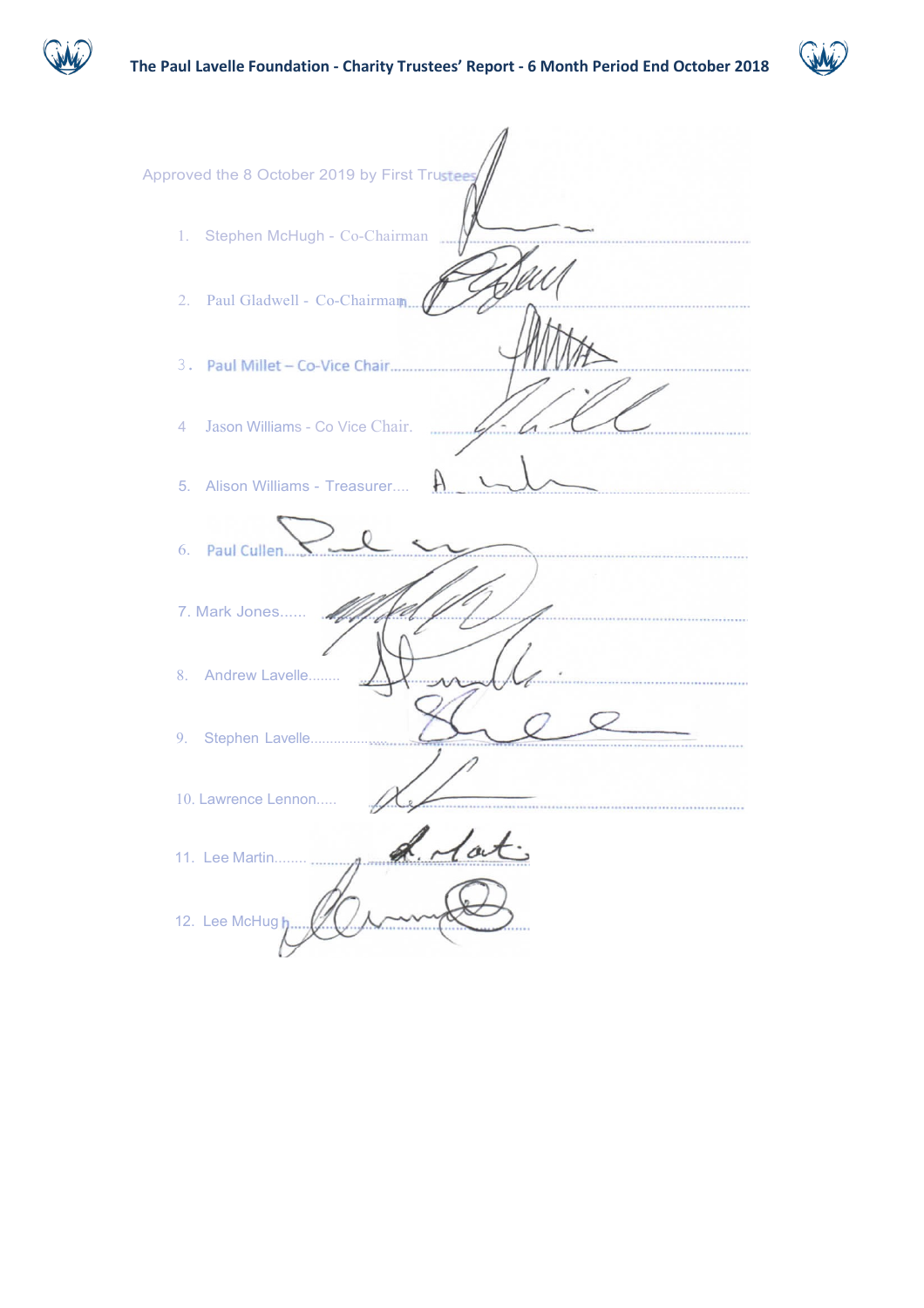Approved the 8 October 2019 by First Trustees

1. Stephen McHugh - Co-Chairman ..............................................
2. Paul Gladwell - Co-Chairman..............................................
3. Paul Millet – Co-Vice Chair..............................................
4. Jason Williams - Co Vice Chair. ..............................................
5. Alison Williams - Treasurer.... ..............................................
6. Paul Cullen..............................................
7. Mark Jones...... ..............................................
8. Andrew Lavelle........ ..............................................
9. Stephen Lavelle..............................................
10. Lawrence Lennon..... ..............................................
11. Lee Martin........ ..............................................
12. Lee McHugh..............................................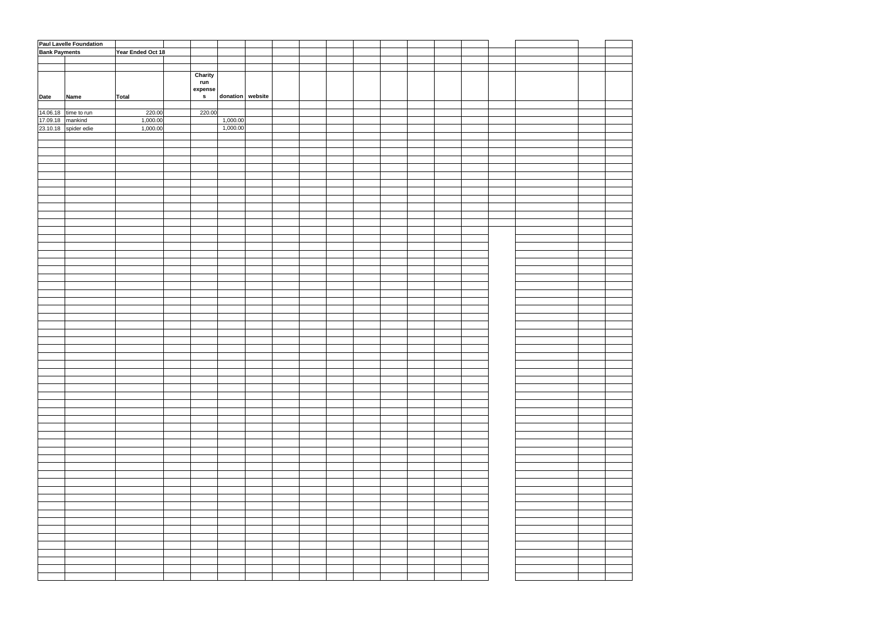| Paul Lavelle Foundation | | | | | | |
|---|---|---|---|---|---|---|
| Bank Payments | | Year Ended Oct 18 | | | | |
| | | | | | | |
| Date | Name | Total | | Charity run expenses | donation | website |
| | | | | | | |
| 14.06.18 | time to run | 220.00 | | 220.00 | | |
| 17.09.18 | mankind | 1,000.00 | | | 1,000.00 | |
| 23.10.18 | spider edie | 1,000.00 | | | 1,000.00 | |